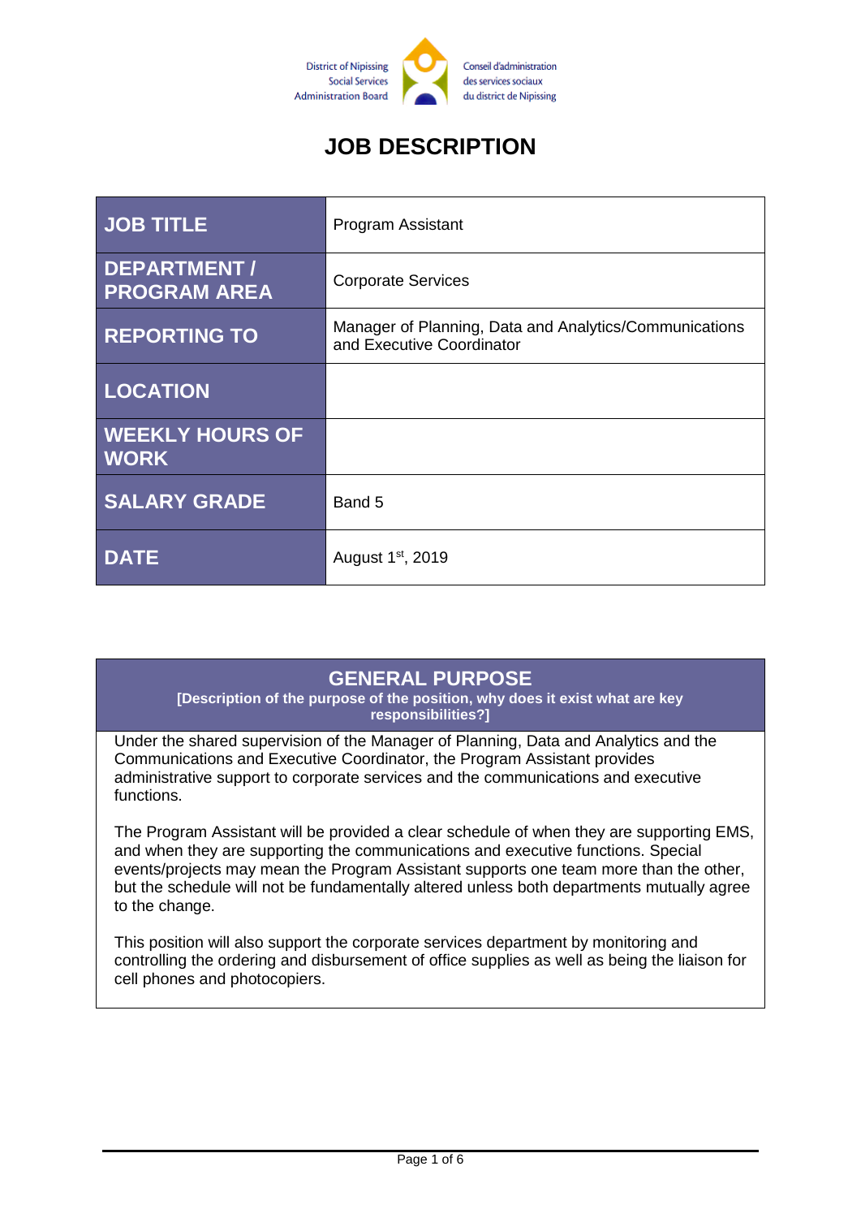District of Nipissing Social Services Administration Board

Conseil d'administration des services sociaux du district de Nipissing

# JOB DESCRIPTION

| JOB TITLE | Program Assistant |
|---|---|
| DEPARTMENT / PROGRAM AREA | Corporate Services |
| REPORTING TO | Manager of Planning, Data and Analytics/Communications and Executive Coordinator |
| LOCATION | |
| WEEKLY HOURS OF WORK | |
| SALARY GRADE | Band 5 |
| DATE | August 1st, 2019 |

## GENERAL PURPOSE

**[Description of the purpose of the position, why does it exist what are key responsibilities?]**

Under the shared supervision of the Manager of Planning, Data and Analytics and the Communications and Executive Coordinator, the Program Assistant provides administrative support to corporate services and the communications and executive functions.

The Program Assistant will be provided a clear schedule of when they are supporting EMS, and when they are supporting the communications and executive functions. Special events/projects may mean the Program Assistant supports one team more than the other, but the schedule will not be fundamentally altered unless both departments mutually agree to the change.

This position will also support the corporate services department by monitoring and controlling the ordering and disbursement of office supplies as well as being the liaison for cell phones and photocopiers.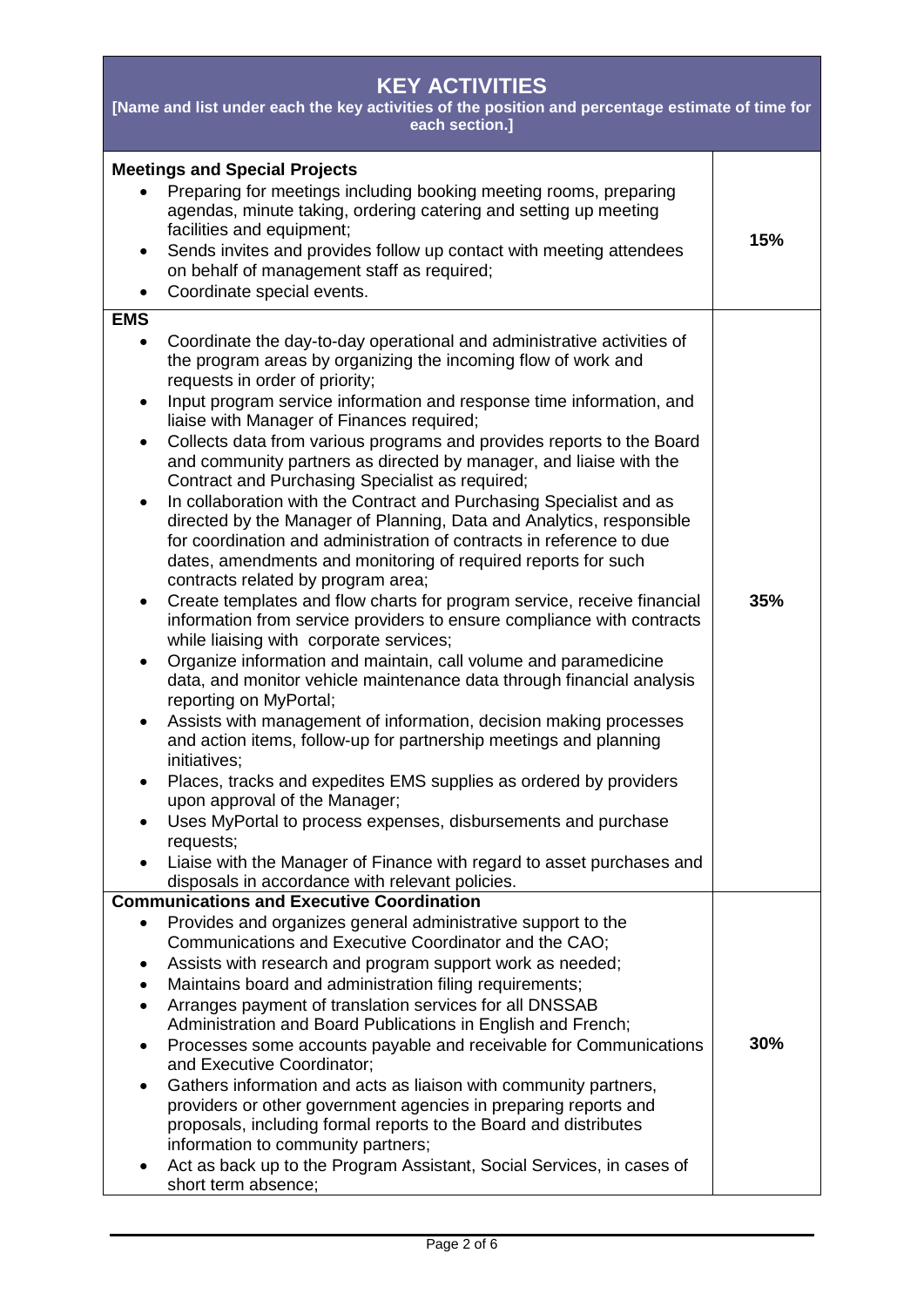| KEY ACTIVITIES<br>[Name and list under each the key activities of the position and percentage estimate of time for each section.] | |
|---|---|
| **Meetings and Special Projects**<br>• Preparing for meetings including booking meeting rooms, preparing agendas, minute taking, ordering catering and setting up meeting facilities and equipment;<br>• Sends invites and provides follow up contact with meeting attendees on behalf of management staff as required;<br>• Coordinate special events. | **15%** |
| **EMS**<br>• Coordinate the day-to-day operational and administrative activities of the program areas by organizing the incoming flow of work and requests in order of priority;<br>• Input program service information and response time information, and liaise with Manager of Finances required;<br>• Collects data from various programs and provides reports to the Board and community partners as directed by manager, and liaise with the Contract and Purchasing Specialist as required;<br>• In collaboration with the Contract and Purchasing Specialist and as directed by the Manager of Planning, Data and Analytics, responsible for coordination and administration of contracts in reference to due dates, amendments and monitoring of required reports for such contracts related by program area;<br>• Create templates and flow charts for program service, receive financial information from service providers to ensure compliance with contracts while liaising with corporate services;<br>• Organize information and maintain, call volume and paramedicine data, and monitor vehicle maintenance data through financial analysis reporting on MyPortal;<br>• Assists with management of information, decision making processes and action items, follow-up for partnership meetings and planning initiatives;<br>• Places, tracks and expedites EMS supplies as ordered by providers upon approval of the Manager;<br>• Uses MyPortal to process expenses, disbursements and purchase requests;<br>• Liaise with the Manager of Finance with regard to asset purchases and disposals in accordance with relevant policies. | **35%** |
| **Communications and Executive Coordination**<br>• Provides and organizes general administrative support to the Communications and Executive Coordinator and the CAO;<br>• Assists with research and program support work as needed;<br>• Maintains board and administration filing requirements;<br>• Arranges payment of translation services for all DNSSAB Administration and Board Publications in English and French;<br>• Processes some accounts payable and receivable for Communications and Executive Coordinator;<br>• Gathers information and acts as liaison with community partners, providers or other government agencies in preparing reports and proposals, including formal reports to the Board and distributes information to community partners;<br>• Act as back up to the Program Assistant, Social Services, in cases of short term absence; | **30%** |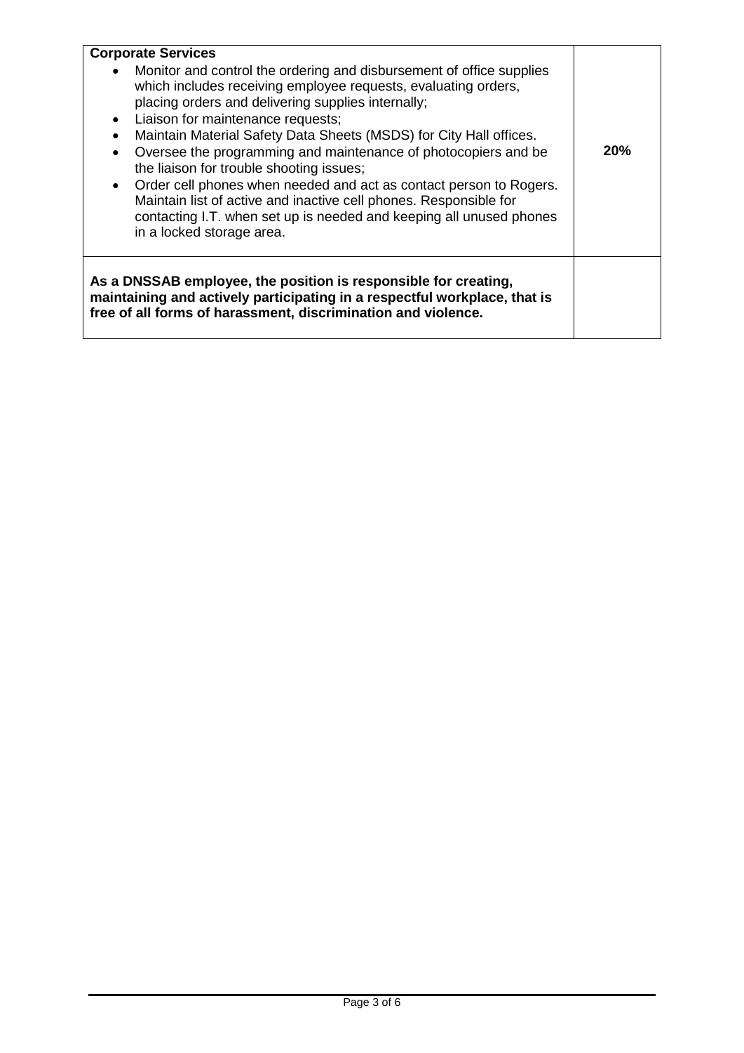| **Corporate Services**<br>• Monitor and control the ordering and disbursement of office supplies which includes receiving employee requests, evaluating orders, placing orders and delivering supplies internally;<br>• Liaison for maintenance requests;<br>• Maintain Material Safety Data Sheets (MSDS) for City Hall offices.<br>• Oversee the programming and maintenance of photocopiers and be the liaison for trouble shooting issues;<br>• Order cell phones when needed and act as contact person to Rogers. Maintain list of active and inactive cell phones. Responsible for contacting I.T. when set up is needed and keeping all unused phones in a locked storage area. | **20%** |
|---|---|
| **As a DNSSAB employee, the position is responsible for creating, maintaining and actively participating in a respectful workplace, that is free of all forms of harassment, discrimination and violence.** | |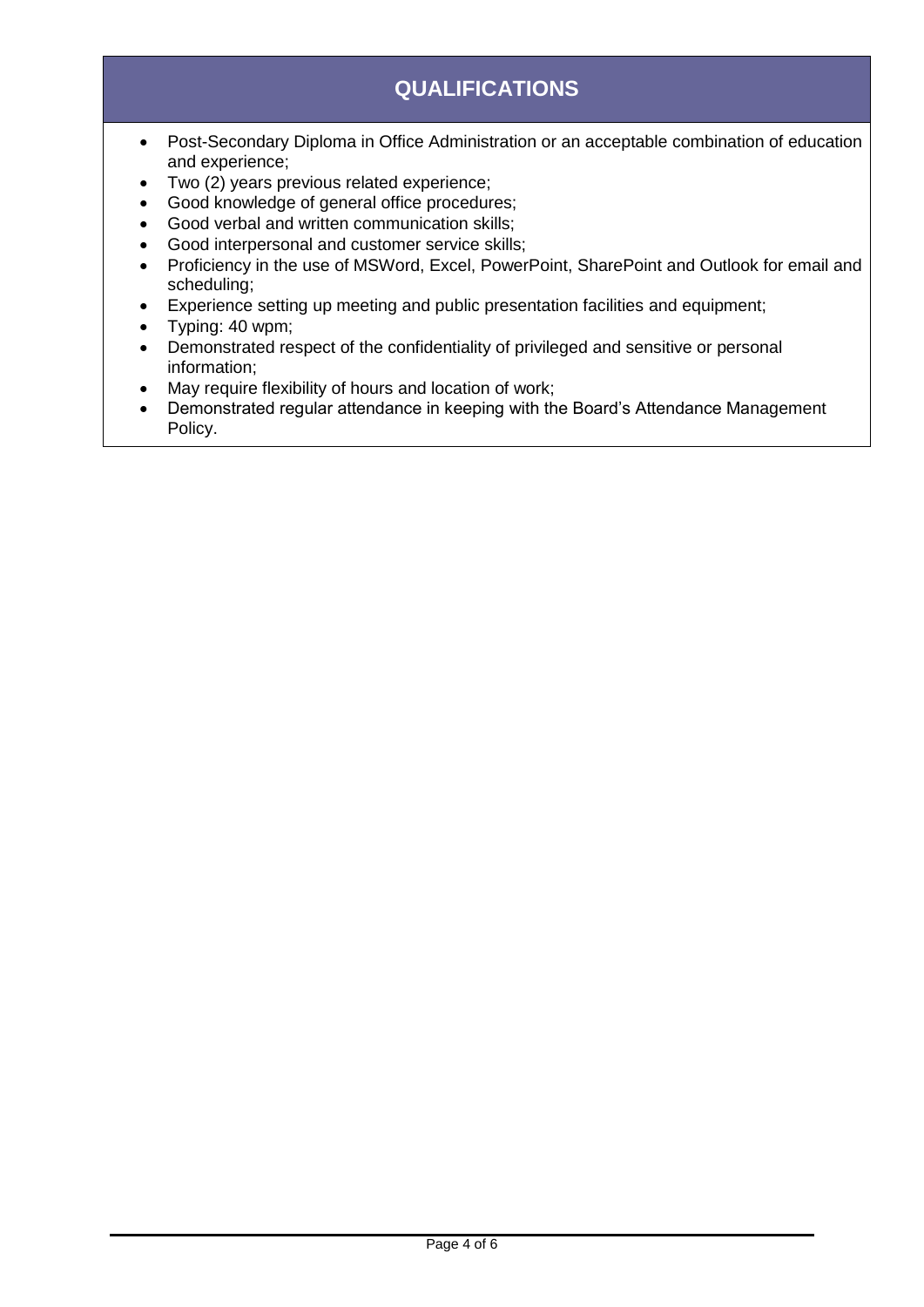## QUALIFICATIONS

- Post-Secondary Diploma in Office Administration or an acceptable combination of education and experience;
- Two (2) years previous related experience;
- Good knowledge of general office procedures;
- Good verbal and written communication skills;
- Good interpersonal and customer service skills;
- Proficiency in the use of MSWord, Excel, PowerPoint, SharePoint and Outlook for email and scheduling;
- Experience setting up meeting and public presentation facilities and equipment;
- Typing: 40 wpm;
- Demonstrated respect of the confidentiality of privileged and sensitive or personal information;
- May require flexibility of hours and location of work;
- Demonstrated regular attendance in keeping with the Board's Attendance Management Policy.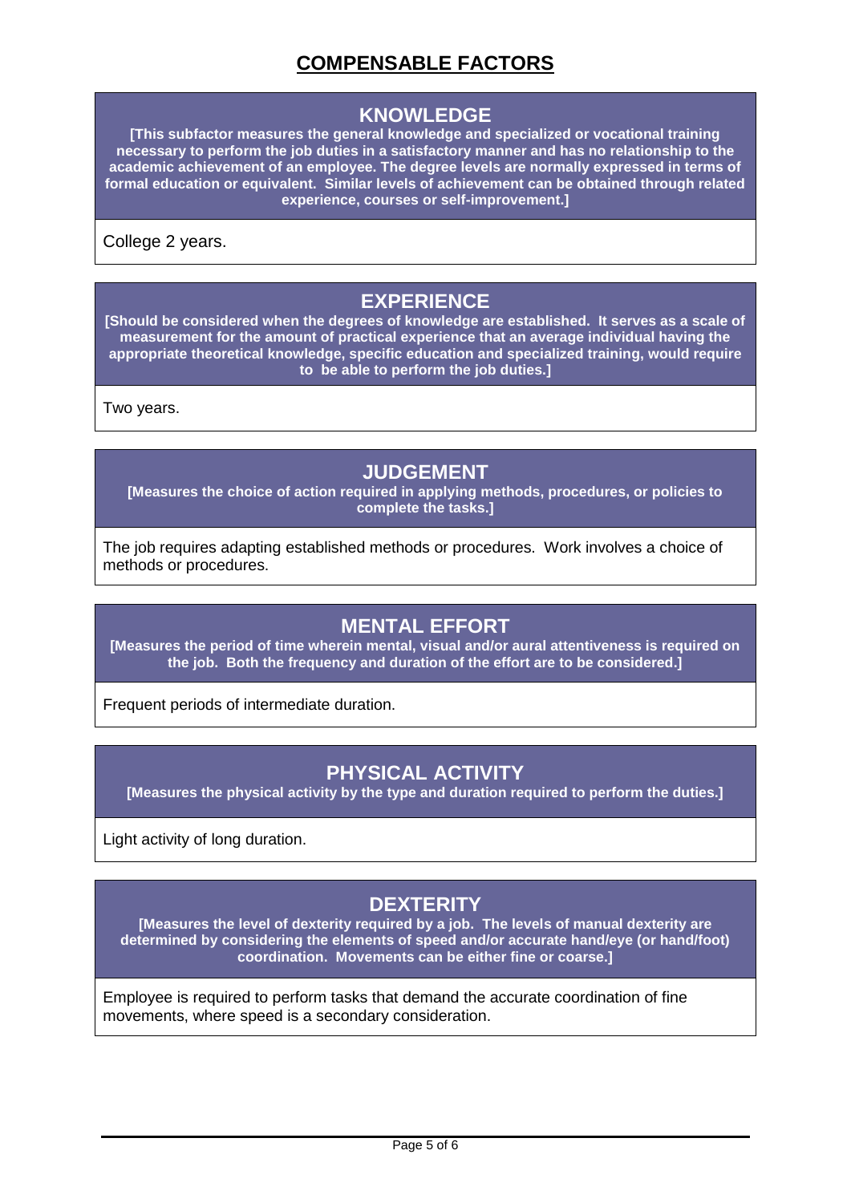# COMPENSABLE FACTORS

## KNOWLEDGE

**[This subfactor measures the general knowledge and specialized or vocational training necessary to perform the job duties in a satisfactory manner and has no relationship to the academic achievement of an employee. The degree levels are normally expressed in terms of formal education or equivalent. Similar levels of achievement can be obtained through related experience, courses or self-improvement.]**

College 2 years.

## EXPERIENCE

**[Should be considered when the degrees of knowledge are established. It serves as a scale of measurement for the amount of practical experience that an average individual having the appropriate theoretical knowledge, specific education and specialized training, would require to be able to perform the job duties.]**

Two years.

## JUDGEMENT

**[Measures the choice of action required in applying methods, procedures, or policies to complete the tasks.]**

The job requires adapting established methods or procedures. Work involves a choice of methods or procedures.

## MENTAL EFFORT

**[Measures the period of time wherein mental, visual and/or aural attentiveness is required on the job. Both the frequency and duration of the effort are to be considered.]**

Frequent periods of intermediate duration.

## PHYSICAL ACTIVITY

**[Measures the physical activity by the type and duration required to perform the duties.]**

Light activity of long duration.

## DEXTERITY

**[Measures the level of dexterity required by a job. The levels of manual dexterity are determined by considering the elements of speed and/or accurate hand/eye (or hand/foot) coordination. Movements can be either fine or coarse.]**

Employee is required to perform tasks that demand the accurate coordination of fine movements, where speed is a secondary consideration.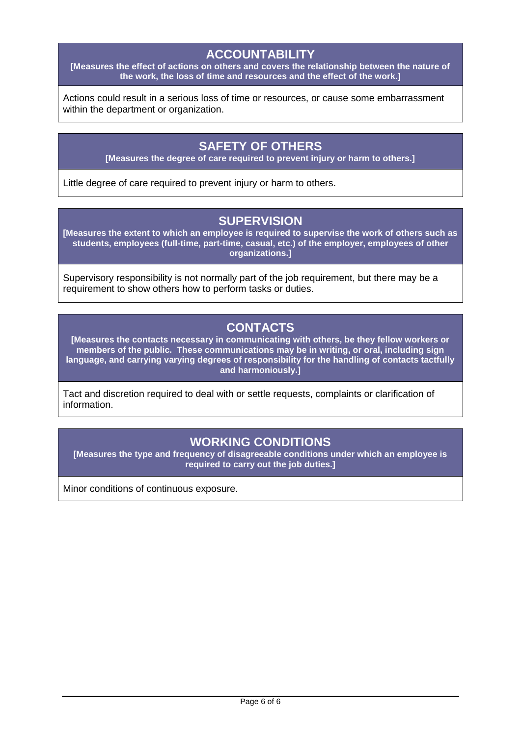## ACCOUNTABILITY

**[Measures the effect of actions on others and covers the relationship between the nature of the work, the loss of time and resources and the effect of the work.]**

Actions could result in a serious loss of time or resources, or cause some embarrassment within the department or organization.

## SAFETY OF OTHERS

**[Measures the degree of care required to prevent injury or harm to others.]**

Little degree of care required to prevent injury or harm to others.

## SUPERVISION

**[Measures the extent to which an employee is required to supervise the work of others such as students, employees (full-time, part-time, casual, etc.) of the employer, employees of other organizations.]**

Supervisory responsibility is not normally part of the job requirement, but there may be a requirement to show others how to perform tasks or duties.

## CONTACTS

**[Measures the contacts necessary in communicating with others, be they fellow workers or members of the public. These communications may be in writing, or oral, including sign language, and carrying varying degrees of responsibility for the handling of contacts tactfully and harmoniously.]**

Tact and discretion required to deal with or settle requests, complaints or clarification of information.

## WORKING CONDITIONS

**[Measures the type and frequency of disagreeable conditions under which an employee is required to carry out the job duties.]**

Minor conditions of continuous exposure.